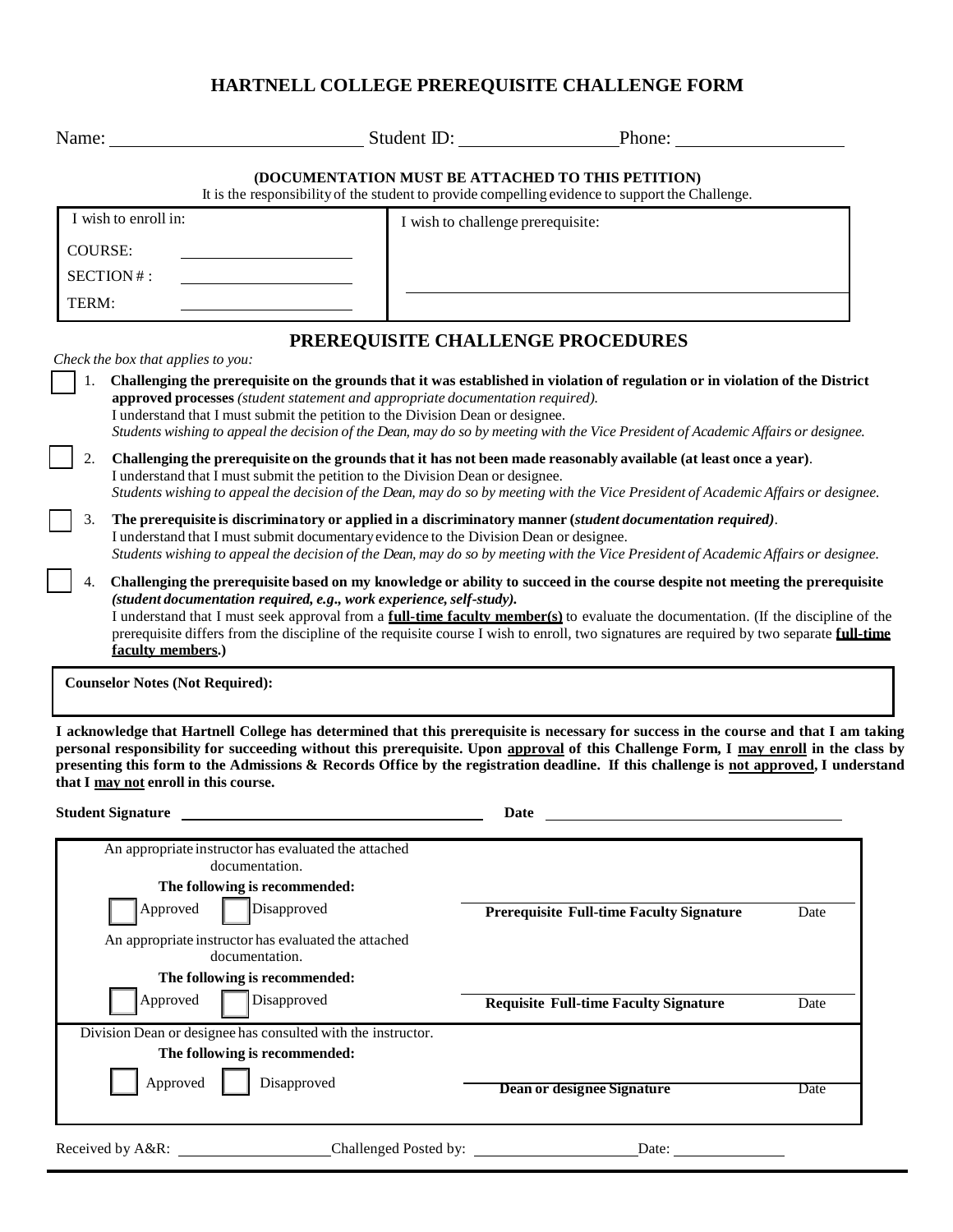# HARTNELL COLLEGE PREREQUISITE CHALLENGE FORM

Name: ____________________ Student ID: ______________ Phone: ______________

**(DOCUMENTATION MUST BE ATTACHED TO THIS PETITION)**
It is the responsibility of the student to provide compelling evidence to support the Challenge.

| I wish to enroll in: | I wish to challenge prerequisite: |
|---|---|
| COURSE: ______________ | |
| SECTION # : ______________ | |
| TERM: ______________ | ______________________________ |

## PREREQUISITE CHALLENGE PROCEDURES

*Check the box that applies to you:*

☐ 1. **Challenging the prerequisite on the grounds that it was established in violation of regulation or in violation of the District approved processes** *(student statement and appropriate documentation required).*
I understand that I must submit the petition to the Division Dean or designee.
*Students wishing to appeal the decision of the Dean, may do so by meeting with the Vice President of Academic Affairs or designee.*

☐ 2. **Challenging the prerequisite on the grounds that it has not been made reasonably available (at least once a year)**.
I understand that I must submit the petition to the Division Dean or designee.
*Students wishing to appeal the decision of the Dean, may do so by meeting with the Vice President of Academic Affairs or designee.*

☐ 3. **The prerequisite is discriminatory or applied in a discriminatory manner (*student documentation required*)**.
I understand that I must submit documentary evidence to the Division Dean or designee.
*Students wishing to appeal the decision of the Dean, may do so by meeting with the Vice President of Academic Affairs or designee.*

☐ 4. **Challenging the prerequisite based on my knowledge or ability to succeed in the course despite not meeting the prerequisite *(student documentation required, e.g., work experience, self-study).***
I understand that I must seek approval from a **full-time faculty member(s)** to evaluate the documentation. (If the discipline of the prerequisite differs from the discipline of the requisite course I wish to enroll, two signatures are required by two separate **full-time faculty members**.)

**Counselor Notes (Not Required):**

**I acknowledge that Hartnell College has determined that this prerequisite is necessary for success in the course and that I am taking personal responsibility for succeeding without this prerequisite. Upon approval of this Challenge Form, I may enroll in the class by presenting this form to the Admissions & Records Office by the registration deadline. If this challenge is not approved, I understand that I may not enroll in this course.**

**Student Signature** ______________________________ **Date** ______________________________

An appropriate instructor has evaluated the attached documentation.
**The following is recommended:**
☐ Approved ☐ Disapproved

______________________________
**Prerequisite Full-time Faculty Signature** Date

An appropriate instructor has evaluated the attached documentation.
**The following is recommended:**
☐ Approved ☐ Disapproved

______________________________
**Requisite Full-time Faculty Signature** Date

Division Dean or designee has consulted with the instructor.
**The following is recommended:**
☐ Approved ☐ Disapproved

______________________________
**Dean or designee Signature** Date

Received by A&R: ______________ Challenged Posted by: ______________ Date: ______________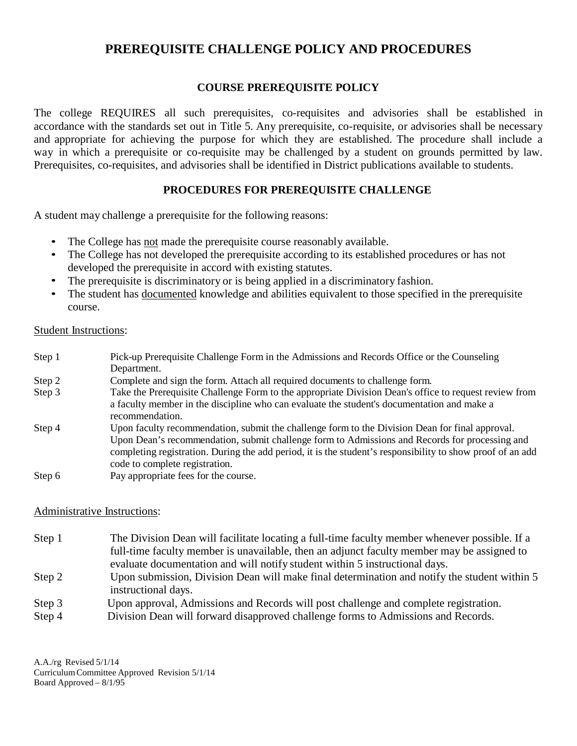# PREREQUISITE CHALLENGE POLICY AND PROCEDURES

## COURSE PREREQUISITE POLICY

The college REQUIRES all such prerequisites, co-requisites and advisories shall be established in accordance with the standards set out in Title 5. Any prerequisite, co-requisite, or advisories shall be necessary and appropriate for achieving the purpose for which they are established. The procedure shall include a way in which a prerequisite or co-requisite may be challenged by a student on grounds permitted by law. Prerequisites, co-requisites, and advisories shall be identified in District publications available to students.

## PROCEDURES FOR PREREQUISITE CHALLENGE

A student may challenge a prerequisite for the following reasons:

- The College has <u>not</u> made the prerequisite course reasonably available.
- The College has not developed the prerequisite according to its established procedures or has not developed the prerequisite in accord with existing statutes.
- The prerequisite is discriminatory or is being applied in a discriminatory fashion.
- The student has <u>documented</u> knowledge and abilities equivalent to those specified in the prerequisite course.

<u>Student Instructions</u>:

| | |
|---|---|
| Step 1 | Pick-up Prerequisite Challenge Form in the Admissions and Records Office or the Counseling Department. |
| Step 2 | Complete and sign the form. Attach all required documents to challenge form. |
| Step 3 | Take the Prerequisite Challenge Form to the appropriate Division Dean's office to request review from a faculty member in the discipline who can evaluate the student's documentation and make a recommendation. |
| Step 4 | Upon faculty recommendation, submit the challenge form to the Division Dean for final approval. Upon Dean's recommendation, submit challenge form to Admissions and Records for processing and completing registration. During the add period, it is the student's responsibility to show proof of an add code to complete registration. |
| Step 6 | Pay appropriate fees for the course. |

<u>Administrative Instructions</u>:

| | |
|---|---|
| Step 1 | The Division Dean will facilitate locating a full-time faculty member whenever possible. If a full-time faculty member is unavailable, then an adjunct faculty member may be assigned to evaluate documentation and will notify student within 5 instructional days. |
| Step 2 | Upon submission, Division Dean will make final determination and notify the student within 5 instructional days. |
| Step 3 | Upon approval, Admissions and Records will post challenge and complete registration. |
| Step 4 | Division Dean will forward disapproved challenge forms to Admissions and Records. |

A.A./rg Revised 5/1/14
Curriculum Committee Approved Revision 5/1/14
Board Approved – 8/1/95